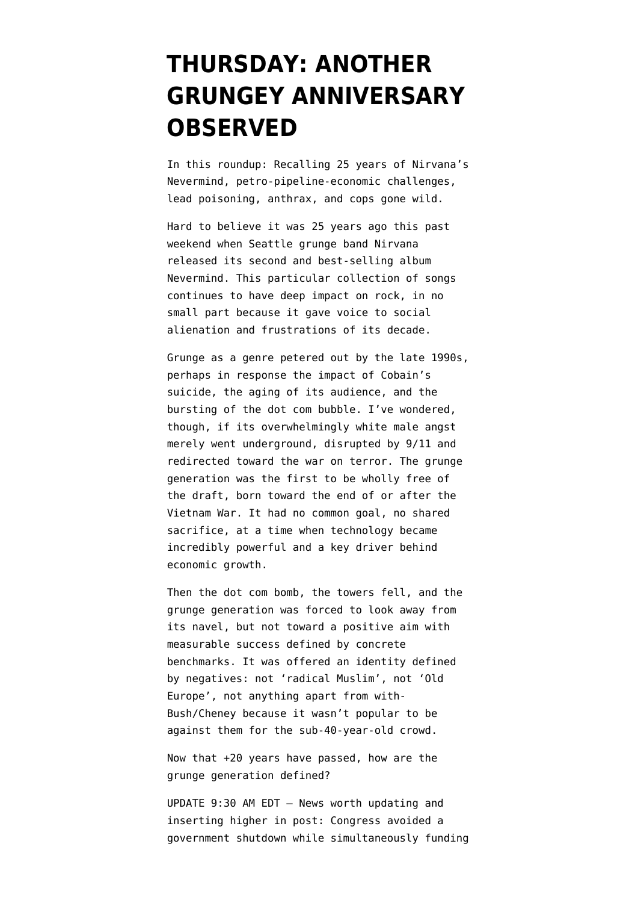# THURSDAY: ANOTHER GRUNGEY ANNIVERSARY OBSERVED

In this roundup: Recalling 25 years of Nirvana's Nevermind, petro-pipeline-economic challenges, lead poisoning, anthrax, and cops gone wild.

Hard to believe it was 25 years ago this past weekend when Seattle grunge band Nirvana released its second and best-selling album Nevermind. This particular collection of songs continues to have deep impact on rock, in no small part because it gave voice to social alienation and frustrations of its decade.

Grunge as a genre petered out by the late 1990s, perhaps in response the impact of Cobain's suicide, the aging of its audience, and the bursting of the dot com bubble. I've wondered, though, if its overwhelmingly white male angst merely went underground, disrupted by 9/11 and redirected toward the war on terror. The grunge generation was the first to be wholly free of the draft, born toward the end of or after the Vietnam War. It had no common goal, no shared sacrifice, at a time when technology became incredibly powerful and a key driver behind economic growth.

Then the dot com bomb, the towers fell, and the grunge generation was forced to look away from its navel, but not toward a positive aim with measurable success defined by concrete benchmarks. It was offered an identity defined by negatives: not 'radical Muslim', not 'Old Europe', not anything apart from with-Bush/Cheney because it wasn't popular to be against them for the sub-40-year-old crowd.

Now that +20 years have passed, how are the grunge generation defined?

UPDATE 9:30 AM EDT — News worth updating and inserting higher in post: Congress avoided a government shutdown while simultaneously funding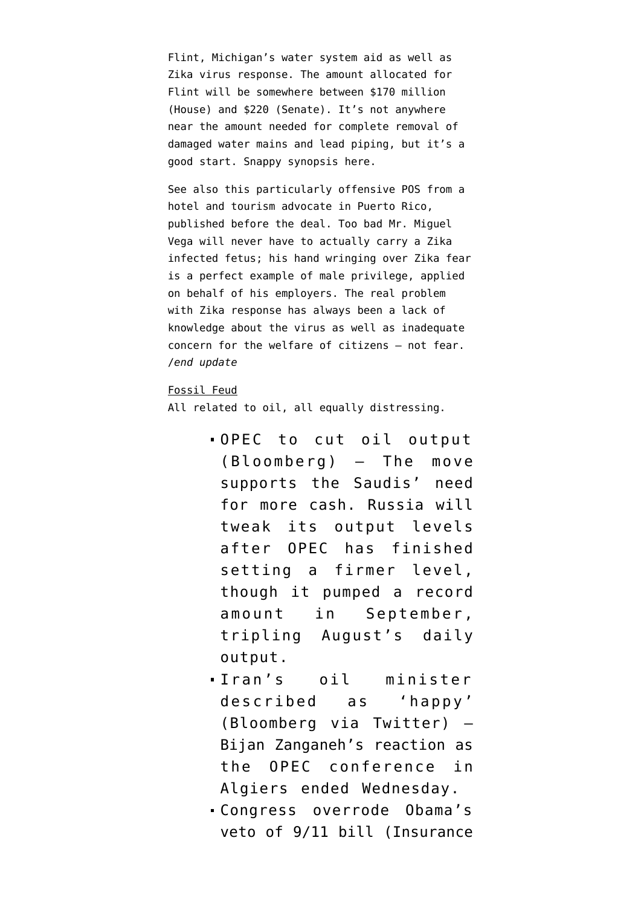Flint, Michigan's water system aid as well as Zika virus response. The amount allocated for Flint will be somewhere between $170 million (House) and $220 (Senate). It's not anywhere near the amount needed for complete removal of damaged water mains and lead piping, but it's a good start. Snappy synopsis here.

See also this particularly offensive POS from a hotel and tourism advocate in Puerto Rico, published before the deal. Too bad Mr. Miguel Vega will never have to actually carry a Zika infected fetus; his hand wringing over Zika fear is a perfect example of male privilege, applied on behalf of his employers. The real problem with Zika response has always been a lack of knowledge about the virus as well as inadequate concern for the welfare of citizens – not fear. /*end update*

Fossil Feud
All related to oil, all equally distressing.

- OPEC to cut oil output (Bloomberg) – The move supports the Saudis' need for more cash. Russia will tweak its output levels after OPEC has finished setting a firmer level, though it pumped a record amount in September, tripling August's daily output.
- Iran's oil minister described as 'happy' (Bloomberg via Twitter) – Bijan Zanganeh's reaction as the OPEC conference in Algiers ended Wednesday.
- Congress overrode Obama's veto of 9/11 bill (Insurance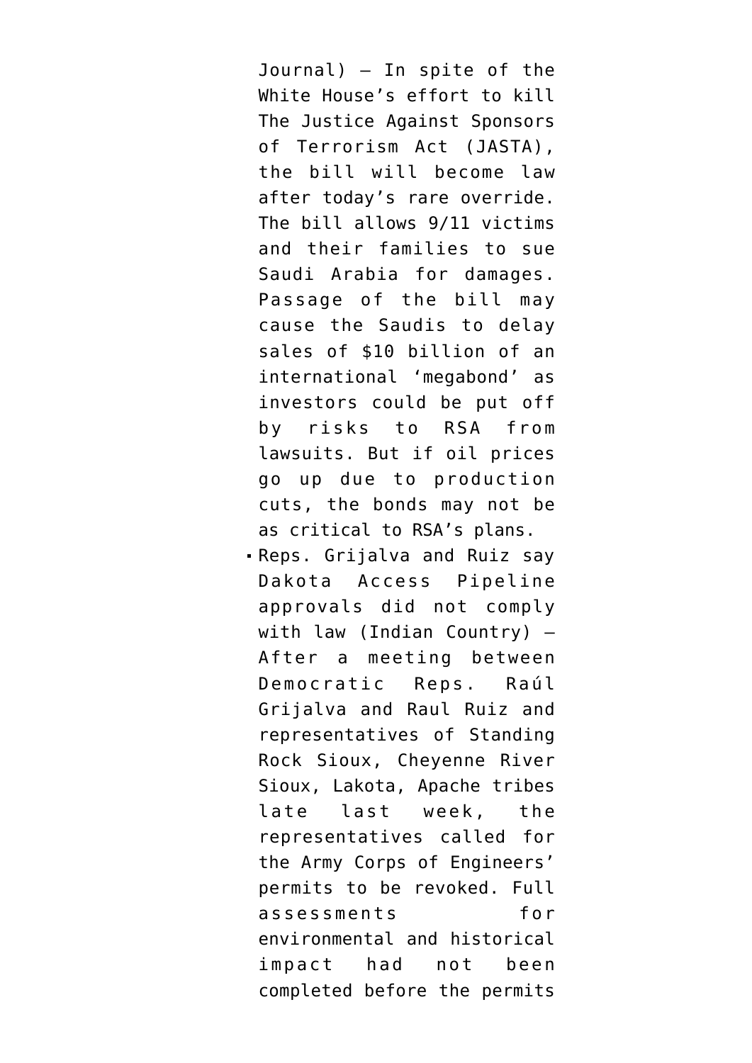Journal) – In spite of the White House's effort to kill The Justice Against Sponsors of Terrorism Act (JASTA), the bill will become law after today's rare override. The bill allows 9/11 victims and their families to sue Saudi Arabia for damages. Passage of the bill may cause the Saudis to delay sales of $10 billion of an international 'megabond' as investors could be put off by risks to RSA from lawsuits. But if oil prices go up due to production cuts, the bonds may not be as critical to RSA's plans.

- Reps. Grijalva and Ruiz say Dakota Access Pipeline approvals did not comply with law (Indian Country) – After a meeting between Democratic Reps. Raúl Grijalva and Raul Ruiz and representatives of Standing Rock Sioux, Cheyenne River Sioux, Lakota, Apache tribes late last week, the representatives called for the Army Corps of Engineers' permits to be revoked. Full assessments for environmental and historical impact had not been completed before the permits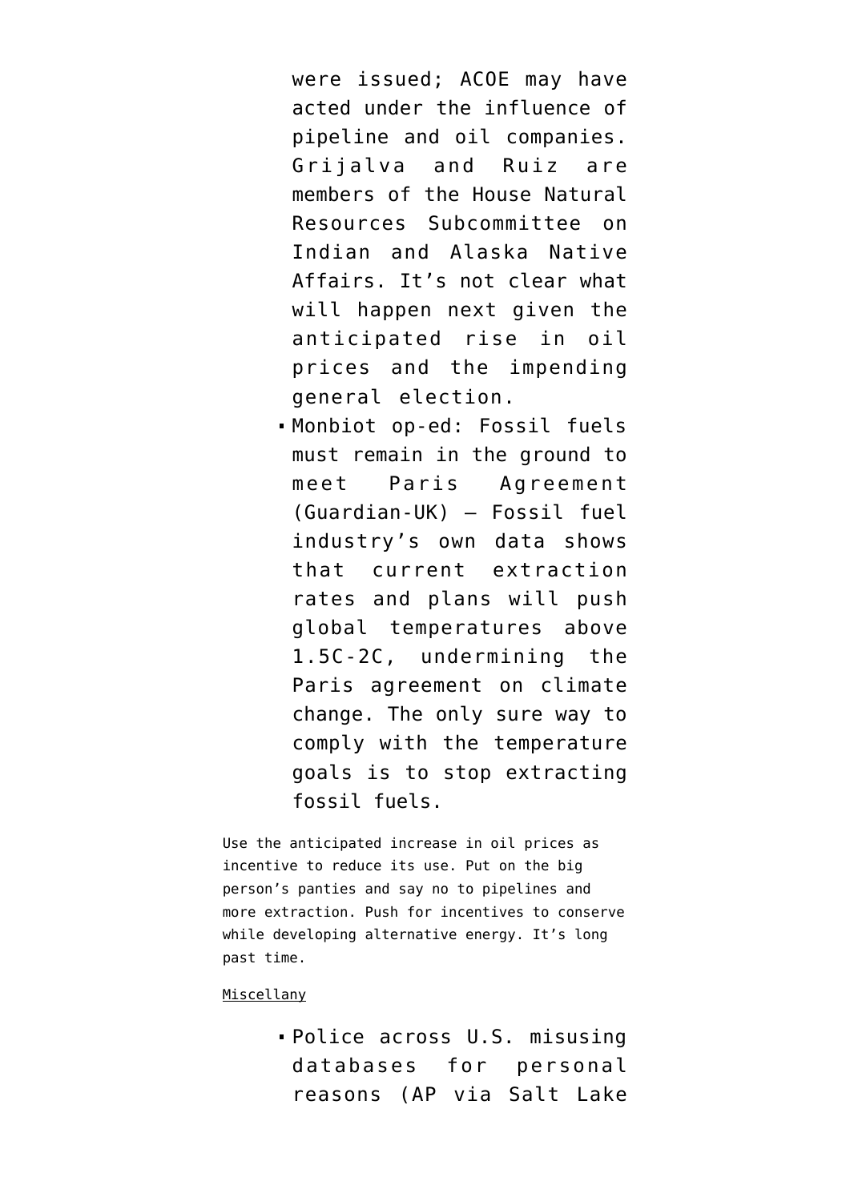were issued; ACOE may have acted under the influence of pipeline and oil companies. Grijalva and Ruiz are members of the House Natural Resources Subcommittee on Indian and Alaska Native Affairs. It's not clear what will happen next given the anticipated rise in oil prices and the impending general election.

- Monbiot op-ed: Fossil fuels must remain in the ground to meet Paris Agreement (Guardian-UK) – Fossil fuel industry's own data shows that current extraction rates and plans will push global temperatures above 1.5C-2C, undermining the Paris agreement on climate change. The only sure way to comply with the temperature goals is to stop extracting fossil fuels.

Use the anticipated increase in oil prices as incentive to reduce its use. Put on the big person's panties and say no to pipelines and more extraction. Push for incentives to conserve while developing alternative energy. It's long past time.

Miscellany

- Police across U.S. misusing databases for personal reasons (AP via Salt Lake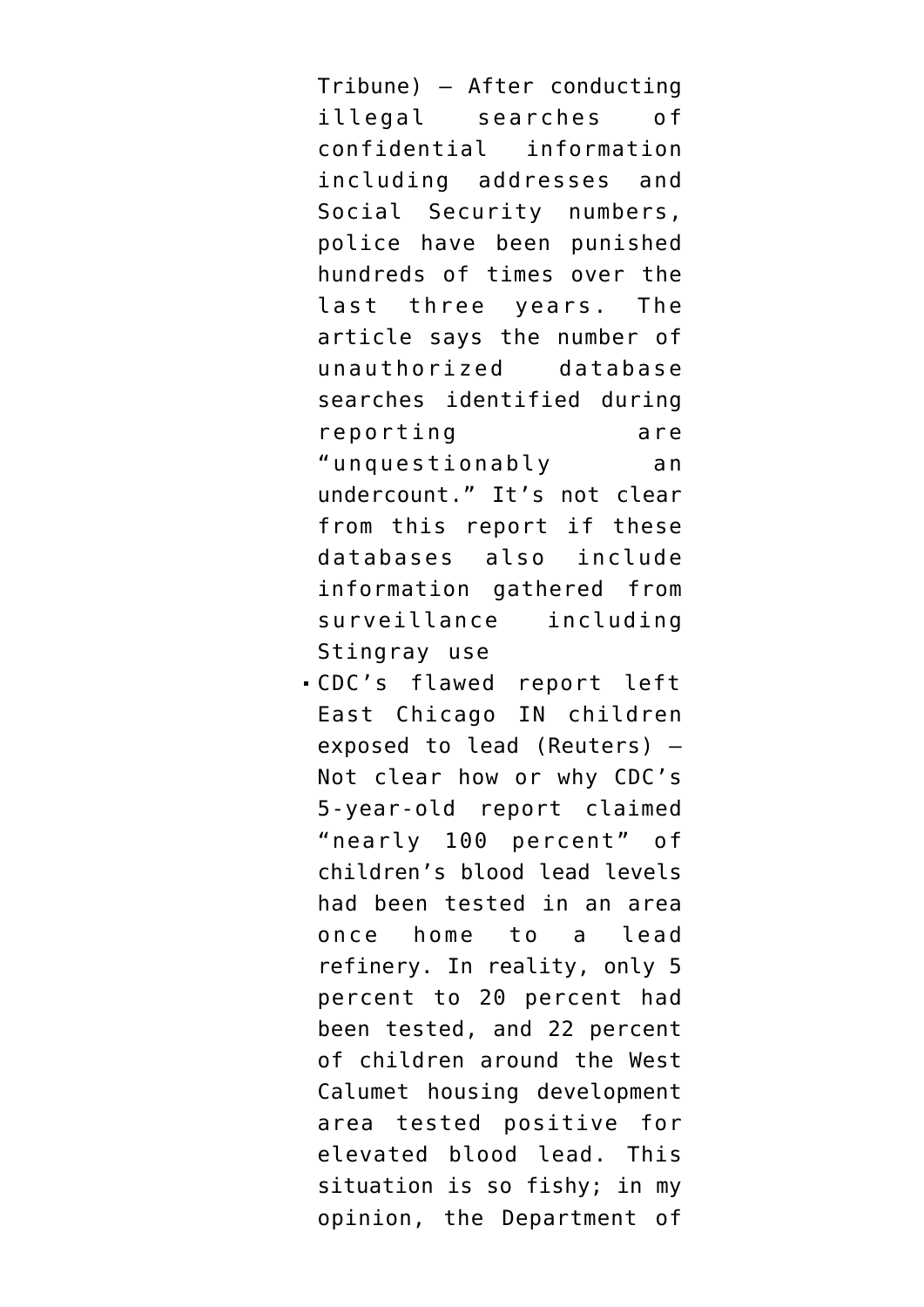Tribune) — After conducting illegal searches of confidential information including addresses and Social Security numbers, police have been punished hundreds of times over the last three years. The article says the number of unauthorized database searches identified during reporting are "unquestionably an undercount." It's not clear from this report if these databases also include information gathered from surveillance including Stingray use

- CDC's flawed report left East Chicago IN children exposed to lead (Reuters) — Not clear how or why CDC's 5-year-old report claimed "nearly 100 percent" of children's blood lead levels had been tested in an area once home to a lead refinery. In reality, only 5 percent to 20 percent had been tested, and 22 percent of children around the West Calumet housing development area tested positive for elevated blood lead. This situation is so fishy; in my opinion, the Department of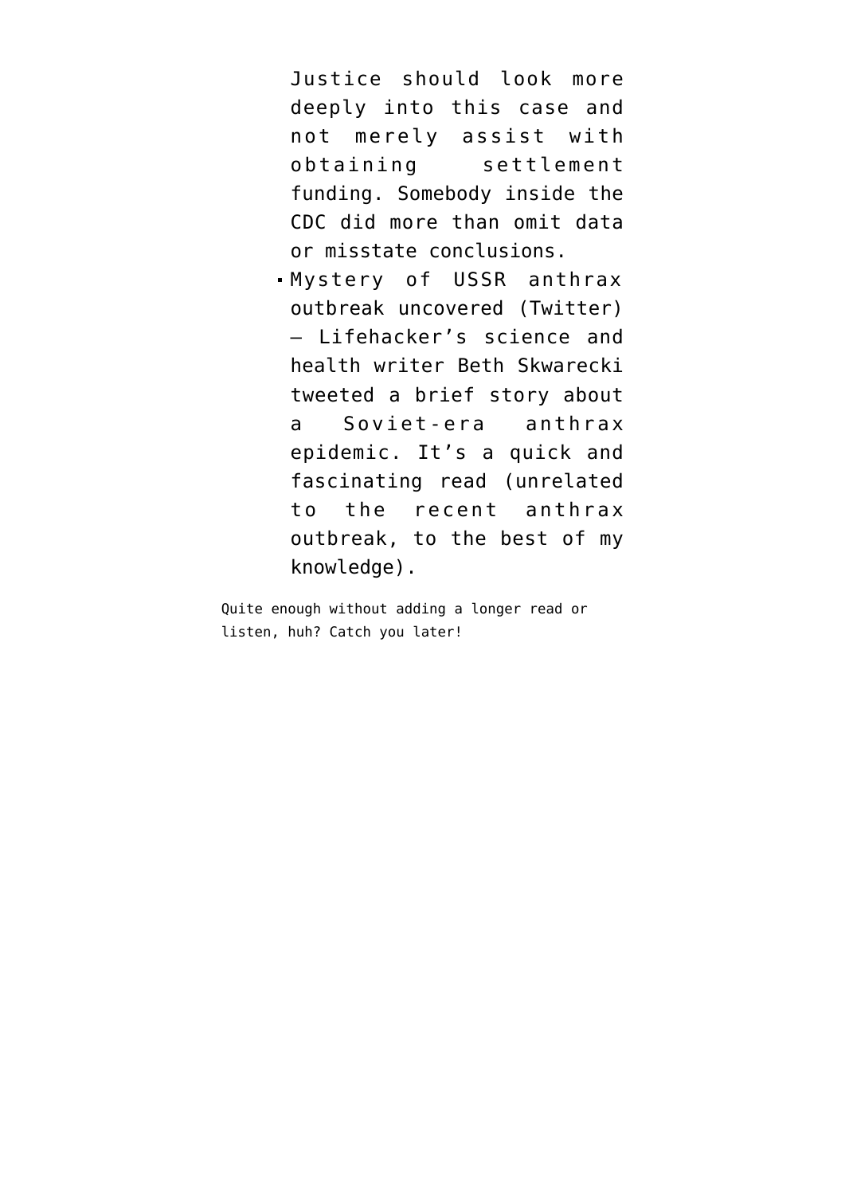Justice should look more deeply into this case and not merely assist with obtaining settlement funding. Somebody inside the CDC did more than omit data or misstate conclusions.

- Mystery of USSR anthrax outbreak uncovered (Twitter) — Lifehacker's science and health writer Beth Skwarecki tweeted a brief story about a Soviet-era anthrax epidemic. It's a quick and fascinating read (unrelated to the recent anthrax outbreak, to the best of my knowledge).

Quite enough without adding a longer read or listen, huh? Catch you later!